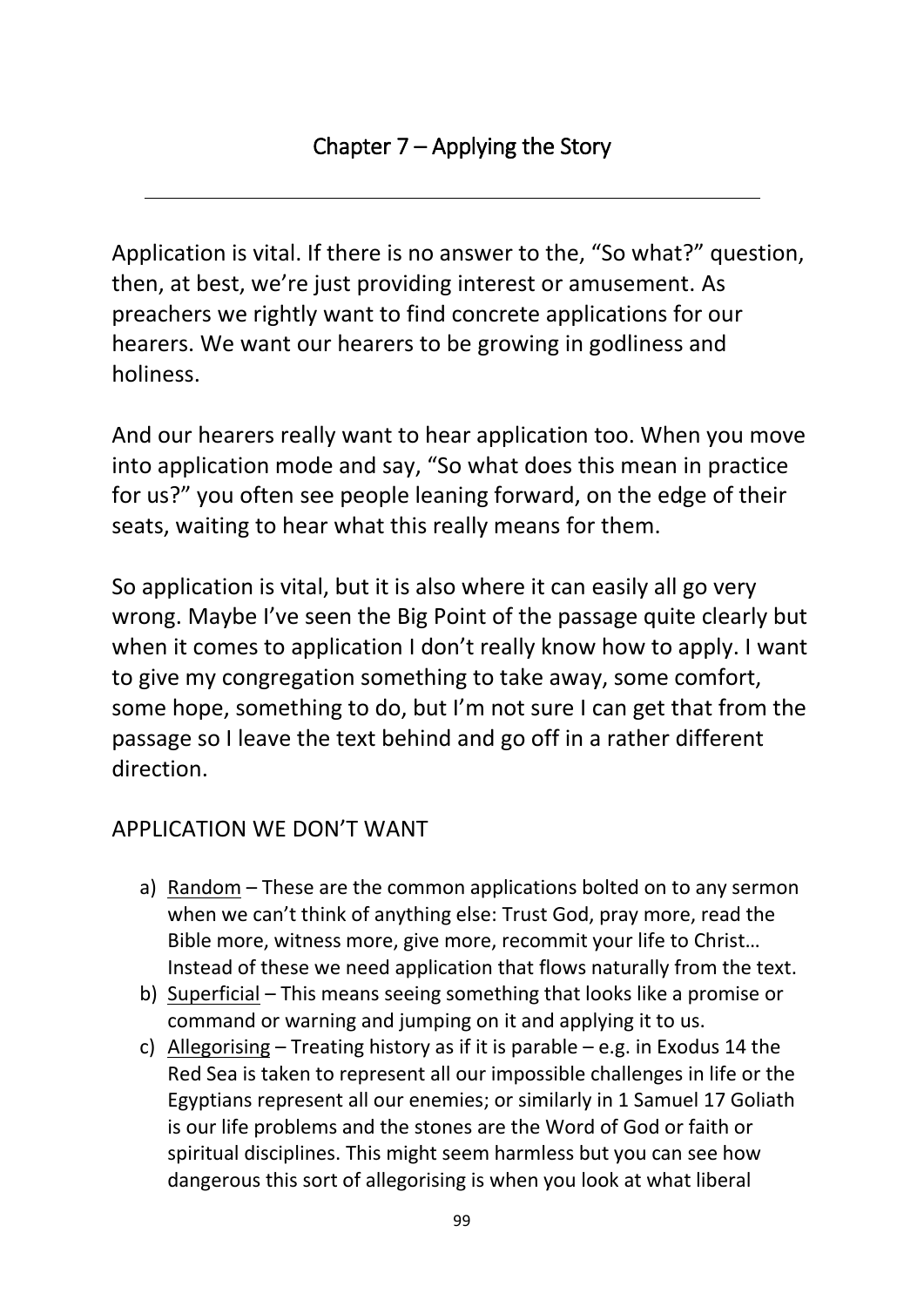# Chapter 7 – Applying the Story

---

Application is vital. If there is no answer to the, "So what?" question, then, at best, we're just providing interest or amusement. As preachers we rightly want to find concrete applications for our hearers. We want our hearers to be growing in godliness and holiness.

And our hearers really want to hear application too. When you move into application mode and say, "So what does this mean in practice for us?" you often see people leaning forward, on the edge of their seats, waiting to hear what this really means for them.

So application is vital, but it is also where it can easily all go very wrong. Maybe I've seen the Big Point of the passage quite clearly but when it comes to application I don't really know how to apply. I want to give my congregation something to take away, some comfort, some hope, something to do, but I'm not sure I can get that from the passage so I leave the text behind and go off in a rather different direction.

## APPLICATION WE DON'T WANT

a) Random – These are the common applications bolted on to any sermon when we can't think of anything else: Trust God, pray more, read the Bible more, witness more, give more, recommit your life to Christ… Instead of these we need application that flows naturally from the text.

b) Superficial – This means seeing something that looks like a promise or command or warning and jumping on it and applying it to us.

c) Allegorising – Treating history as if it is parable – e.g. in Exodus 14 the Red Sea is taken to represent all our impossible challenges in life or the Egyptians represent all our enemies; or similarly in 1 Samuel 17 Goliath is our life problems and the stones are the Word of God or faith or spiritual disciplines. This might seem harmless but you can see how dangerous this sort of allegorising is when you look at what liberal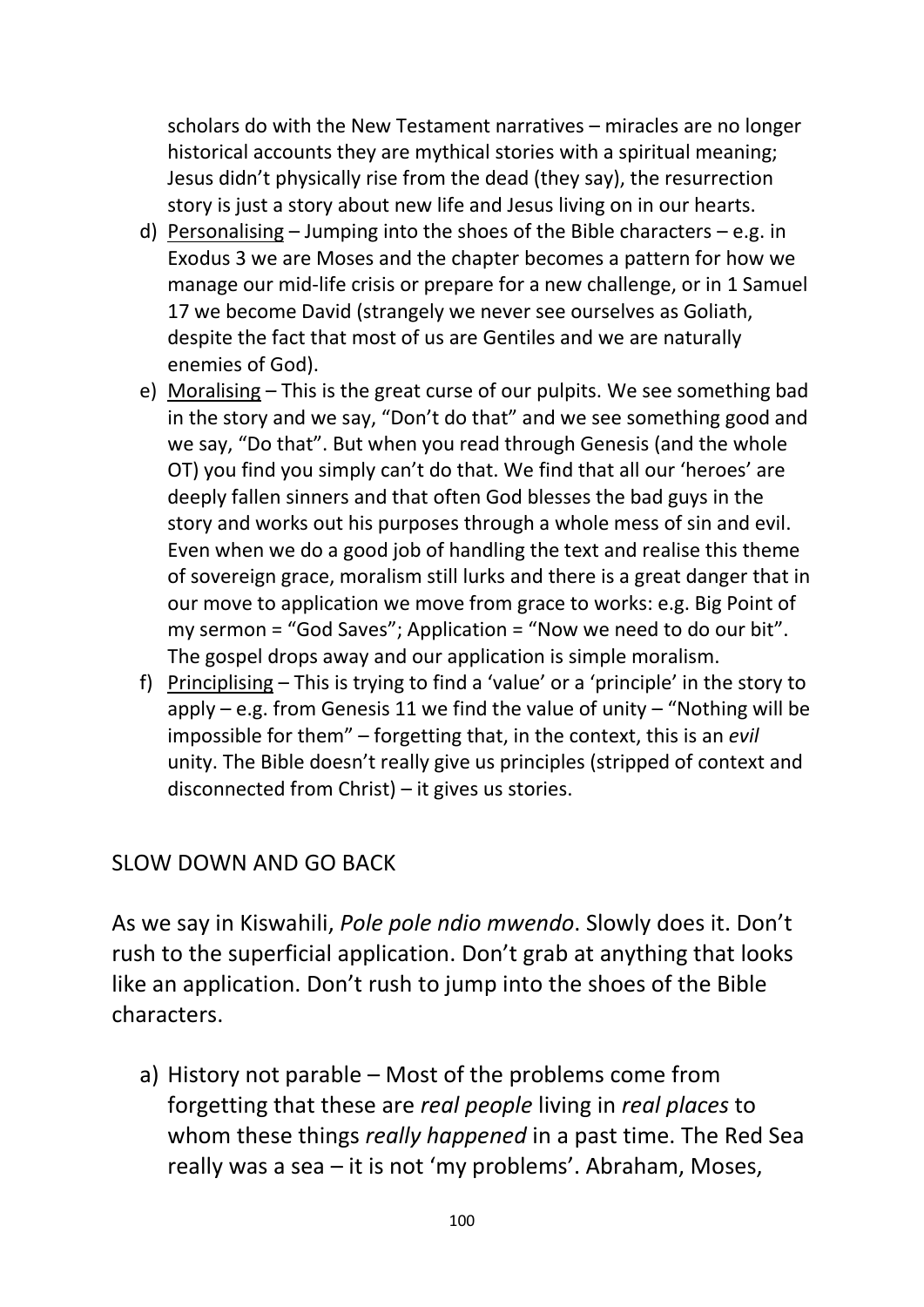scholars do with the New Testament narratives – miracles are no longer historical accounts they are mythical stories with a spiritual meaning; Jesus didn't physically rise from the dead (they say), the resurrection story is just a story about new life and Jesus living on in our hearts.

d) <u>Personalising</u> – Jumping into the shoes of the Bible characters – e.g. in Exodus 3 we are Moses and the chapter becomes a pattern for how we manage our mid-life crisis or prepare for a new challenge, or in 1 Samuel 17 we become David (strangely we never see ourselves as Goliath, despite the fact that most of us are Gentiles and we are naturally enemies of God).

e) <u>Moralising</u> – This is the great curse of our pulpits. We see something bad in the story and we say, "Don't do that" and we see something good and we say, "Do that". But when you read through Genesis (and the whole OT) you find you simply can't do that. We find that all our 'heroes' are deeply fallen sinners and that often God blesses the bad guys in the story and works out his purposes through a whole mess of sin and evil. Even when we do a good job of handling the text and realise this theme of sovereign grace, moralism still lurks and there is a great danger that in our move to application we move from grace to works: e.g. Big Point of my sermon = "God Saves"; Application = "Now we need to do our bit". The gospel drops away and our application is simple moralism.

f) <u>Principlising</u> – This is trying to find a 'value' or a 'principle' in the story to apply – e.g. from Genesis 11 we find the value of unity – "Nothing will be impossible for them" – forgetting that, in the context, this is an *evil* unity. The Bible doesn't really give us principles (stripped of context and disconnected from Christ) – it gives us stories.

## SLOW DOWN AND GO BACK

As we say in Kiswahili, *Pole pole ndio mwendo*. Slowly does it. Don't rush to the superficial application. Don't grab at anything that looks like an application. Don't rush to jump into the shoes of the Bible characters.

a) History not parable – Most of the problems come from forgetting that these are *real people* living in *real places* to whom these things *really happened* in a past time. The Red Sea really was a sea – it is not 'my problems'. Abraham, Moses,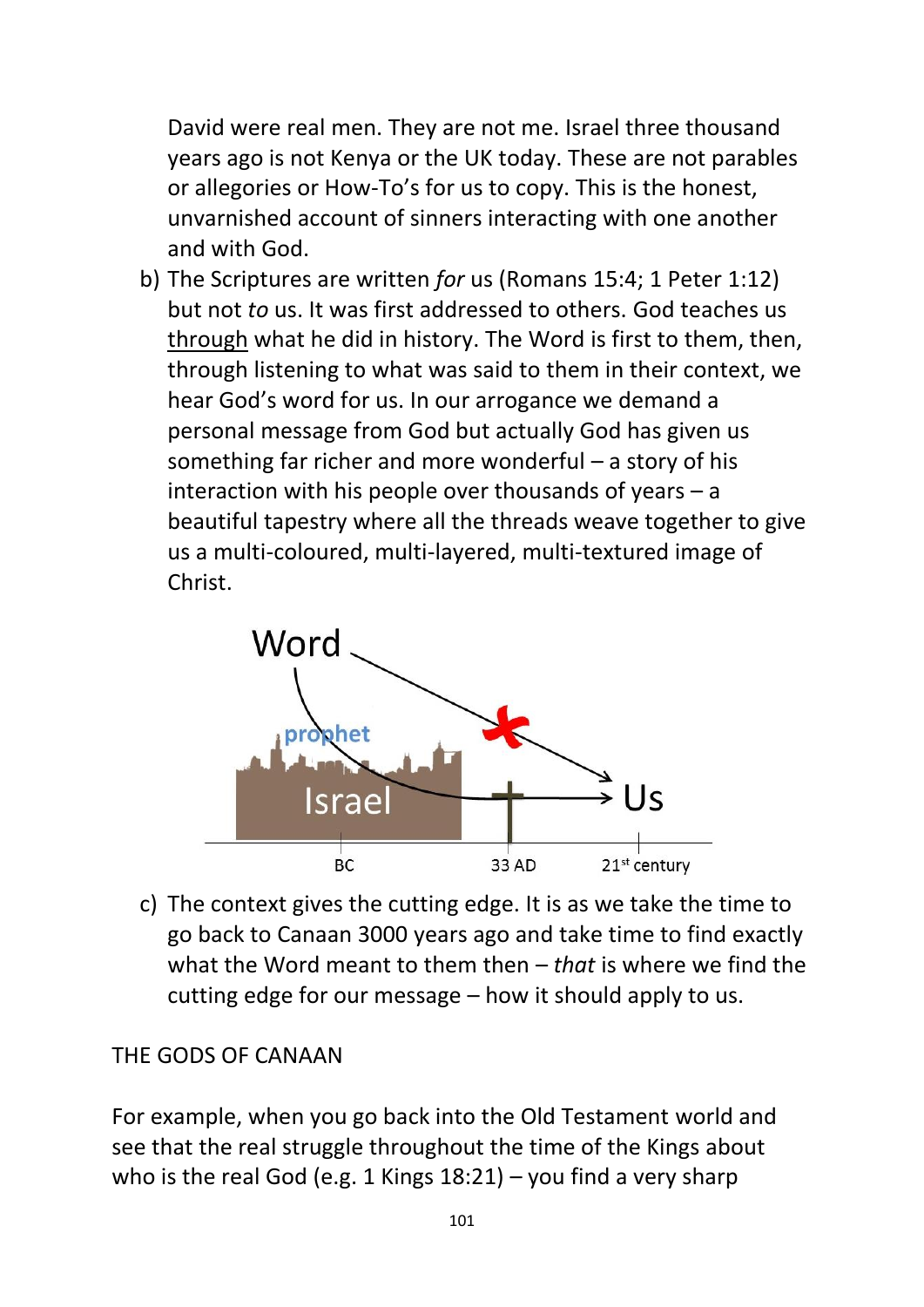David were real men. They are not me. Israel three thousand years ago is not Kenya or the UK today. These are not parables or allegories or How-To's for us to copy. This is the honest, unvarnished account of sinners interacting with one another and with God.

b) The Scriptures are written *for* us (Romans 15:4; 1 Peter 1:12) but not *to* us. It was first addressed to others. God teaches us <u>through</u> what he did in history. The Word is first to them, then, through listening to what was said to them in their context, we hear God's word for us. In our arrogance we demand a personal message from God but actually God has given us something far richer and more wonderful – a story of his interaction with his people over thousands of years – a beautiful tapestry where all the threads weave together to give us a multi-coloured, multi-layered, multi-textured image of Christ.

c) The context gives the cutting edge. It is as we take the time to go back to Canaan 3000 years ago and take time to find exactly what the Word meant to them then – *that* is where we find the cutting edge for our message – how it should apply to us.

THE GODS OF CANAAN

For example, when you go back into the Old Testament world and see that the real struggle throughout the time of the Kings about who is the real God (e.g. 1 Kings 18:21) – you find a very sharp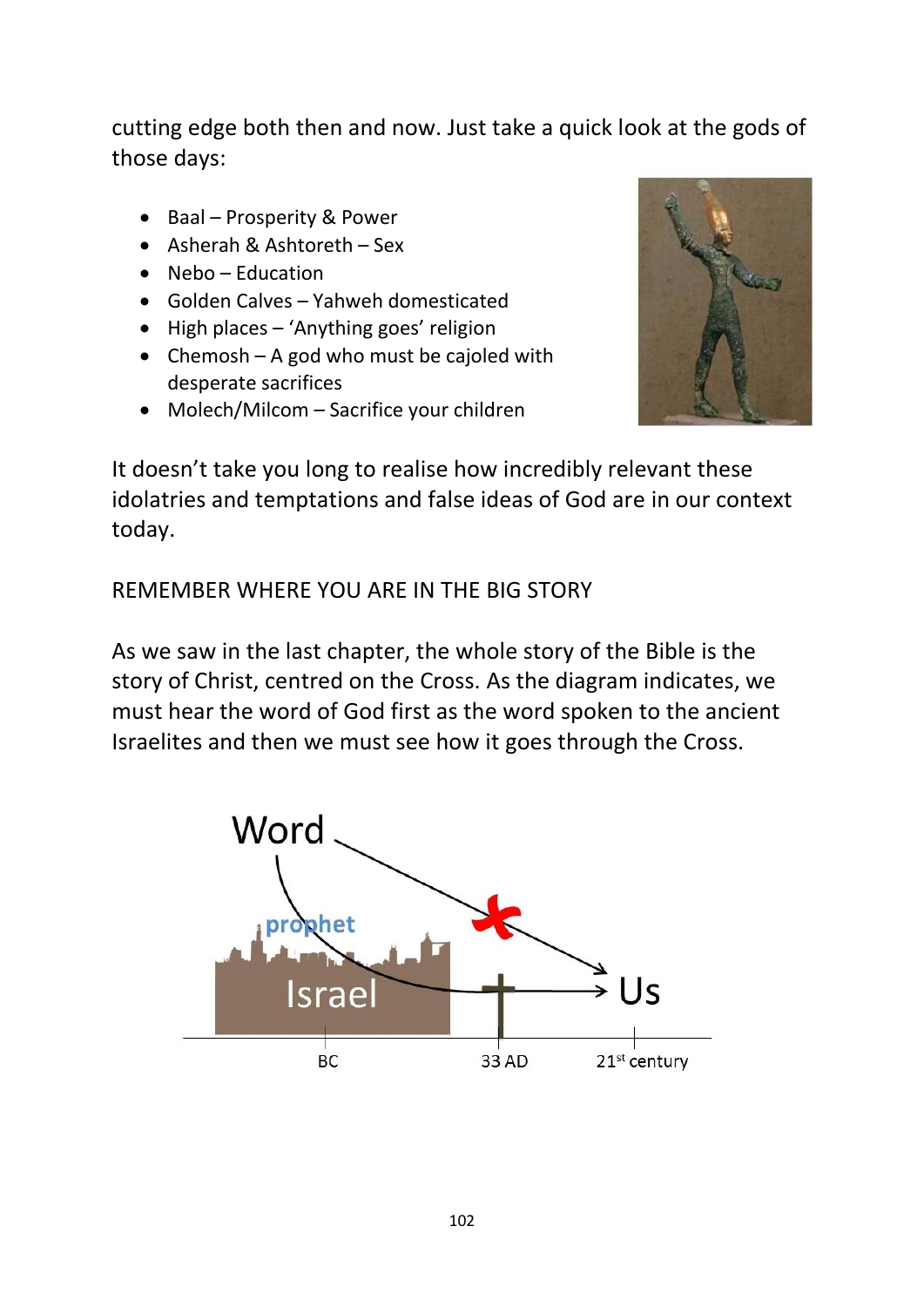cutting edge both then and now. Just take a quick look at the gods of those days:

- Baal – Prosperity & Power
- Asherah & Ashtoreth – Sex
- Nebo – Education
- Golden Calves – Yahweh domesticated
- High places – 'Anything goes' religion
- Chemosh – A god who must be cajoled with desperate sacrifices
- Molech/Milcom – Sacrifice your children

It doesn't take you long to realise how incredibly relevant these idolatries and temptations and false ideas of God are in our context today.

## REMEMBER WHERE YOU ARE IN THE BIG STORY

As we saw in the last chapter, the whole story of the Bible is the story of Christ, centred on the Cross. As the diagram indicates, we must hear the word of God first as the word spoken to the ancient Israelites and then we must see how it goes through the Cross.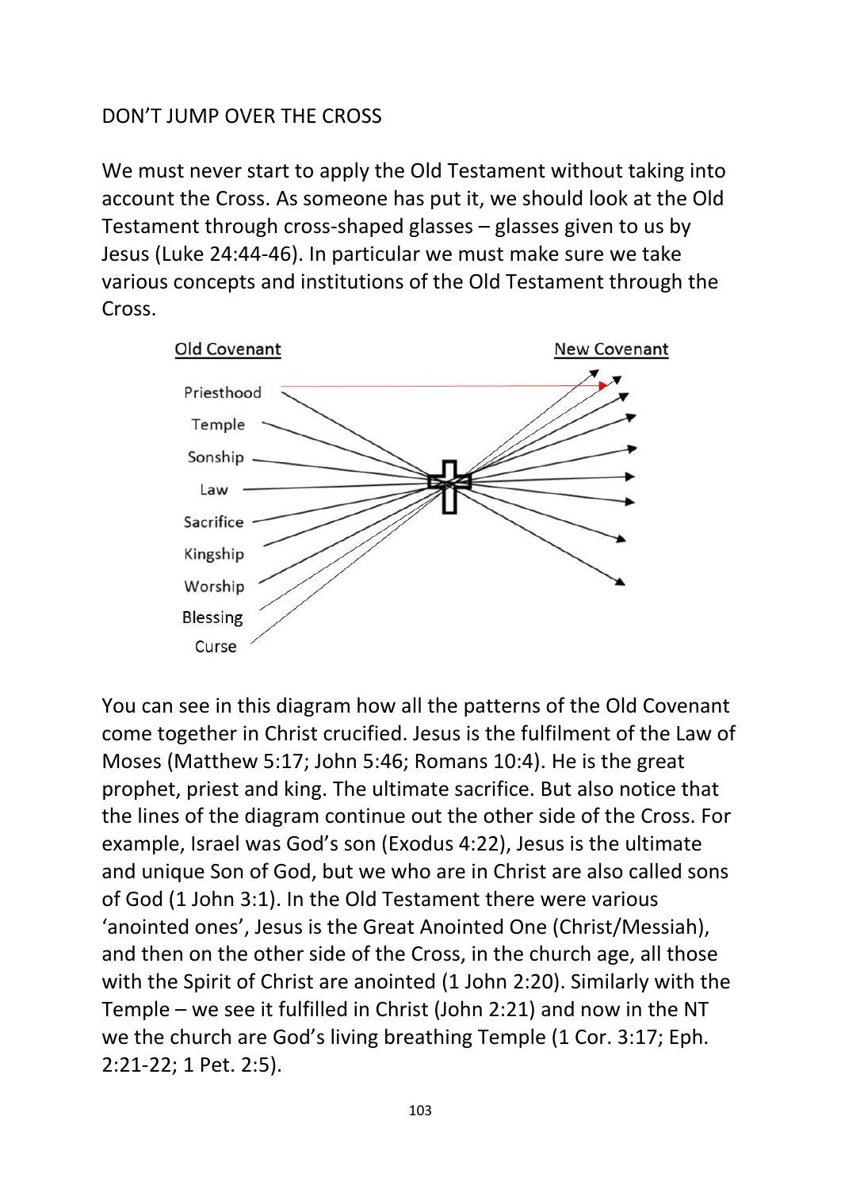## DON'T JUMP OVER THE CROSS

We must never start to apply the Old Testament without taking into account the Cross. As someone has put it, we should look at the Old Testament through cross-shaped glasses – glasses given to us by Jesus (Luke 24:44-46). In particular we must make sure we take various concepts and institutions of the Old Testament through the Cross.

Old Covenant | New Covenant

Priesthood
Temple
Sonship
Law
Sacrifice
Kingship
Worship
Blessing
Curse

You can see in this diagram how all the patterns of the Old Covenant come together in Christ crucified. Jesus is the fulfilment of the Law of Moses (Matthew 5:17; John 5:46; Romans 10:4). He is the great prophet, priest and king. The ultimate sacrifice. But also notice that the lines of the diagram continue out the other side of the Cross. For example, Israel was God's son (Exodus 4:22), Jesus is the ultimate and unique Son of God, but we who are in Christ are also called sons of God (1 John 3:1). In the Old Testament there were various 'anointed ones', Jesus is the Great Anointed One (Christ/Messiah), and then on the other side of the Cross, in the church age, all those with the Spirit of Christ are anointed (1 John 2:20). Similarly with the Temple – we see it fulfilled in Christ (John 2:21) and now in the NT we the church are God's living breathing Temple (1 Cor. 3:17; Eph. 2:21-22; 1 Pet. 2:5).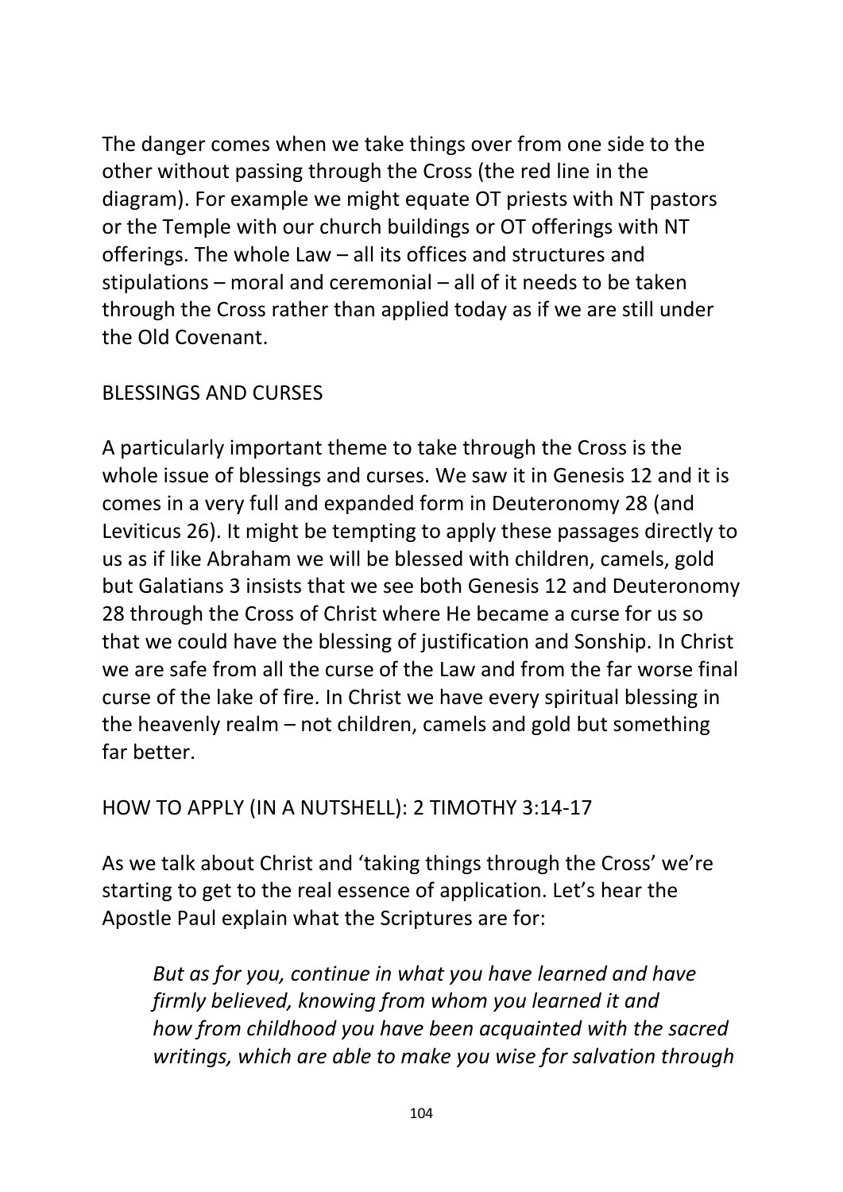The danger comes when we take things over from one side to the other without passing through the Cross (the red line in the diagram). For example we might equate OT priests with NT pastors or the Temple with our church buildings or OT offerings with NT offerings. The whole Law – all its offices and structures and stipulations – moral and ceremonial – all of it needs to be taken through the Cross rather than applied today as if we are still under the Old Covenant.

## BLESSINGS AND CURSES

A particularly important theme to take through the Cross is the whole issue of blessings and curses. We saw it in Genesis 12 and it is comes in a very full and expanded form in Deuteronomy 28 (and Leviticus 26). It might be tempting to apply these passages directly to us as if like Abraham we will be blessed with children, camels, gold but Galatians 3 insists that we see both Genesis 12 and Deuteronomy 28 through the Cross of Christ where He became a curse for us so that we could have the blessing of justification and Sonship. In Christ we are safe from all the curse of the Law and from the far worse final curse of the lake of fire. In Christ we have every spiritual blessing in the heavenly realm – not children, camels and gold but something far better.

## HOW TO APPLY (IN A NUTSHELL): 2 TIMOTHY 3:14-17

As we talk about Christ and 'taking things through the Cross' we're starting to get to the real essence of application. Let's hear the Apostle Paul explain what the Scriptures are for:

> *But as for you, continue in what you have learned and have firmly believed, knowing from whom you learned it and how from childhood you have been acquainted with the sacred writings, which are able to make you wise for salvation through*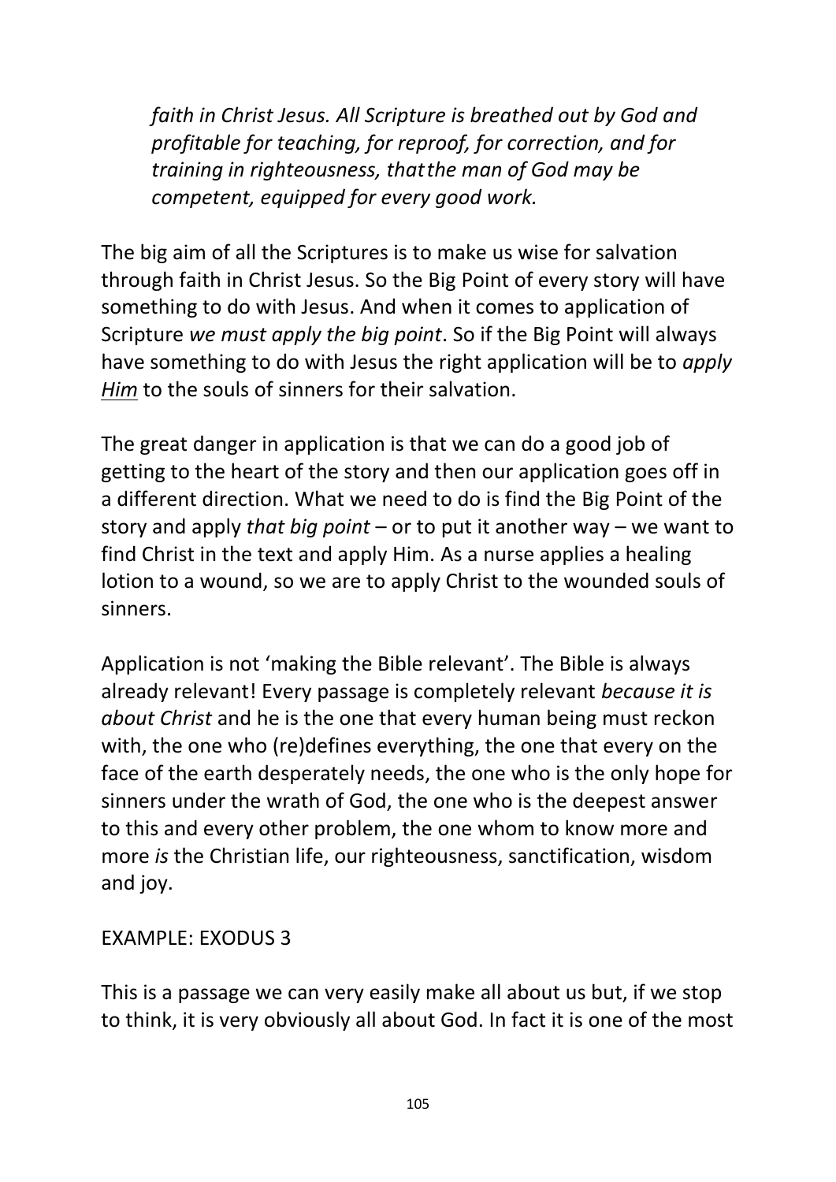*faith in Christ Jesus. All Scripture is breathed out by God and profitable for teaching, for reproof, for correction, and for training in righteousness, thatthe man of God may be competent, equipped for every good work.*

The big aim of all the Scriptures is to make us wise for salvation through faith in Christ Jesus. So the Big Point of every story will have something to do with Jesus. And when it comes to application of Scripture *we must apply the big point*. So if the Big Point will always have something to do with Jesus the right application will be to *apply Him* to the souls of sinners for their salvation.

The great danger in application is that we can do a good job of getting to the heart of the story and then our application goes off in a different direction. What we need to do is find the Big Point of the story and apply *that big point* – or to put it another way – we want to find Christ in the text and apply Him. As a nurse applies a healing lotion to a wound, so we are to apply Christ to the wounded souls of sinners.

Application is not 'making the Bible relevant'. The Bible is always already relevant! Every passage is completely relevant *because it is about Christ* and he is the one that every human being must reckon with, the one who (re)defines everything, the one that every on the face of the earth desperately needs, the one who is the only hope for sinners under the wrath of God, the one who is the deepest answer to this and every other problem, the one whom to know more and more *is* the Christian life, our righteousness, sanctification, wisdom and joy.

EXAMPLE: EXODUS 3

This is a passage we can very easily make all about us but, if we stop to think, it is very obviously all about God. In fact it is one of the most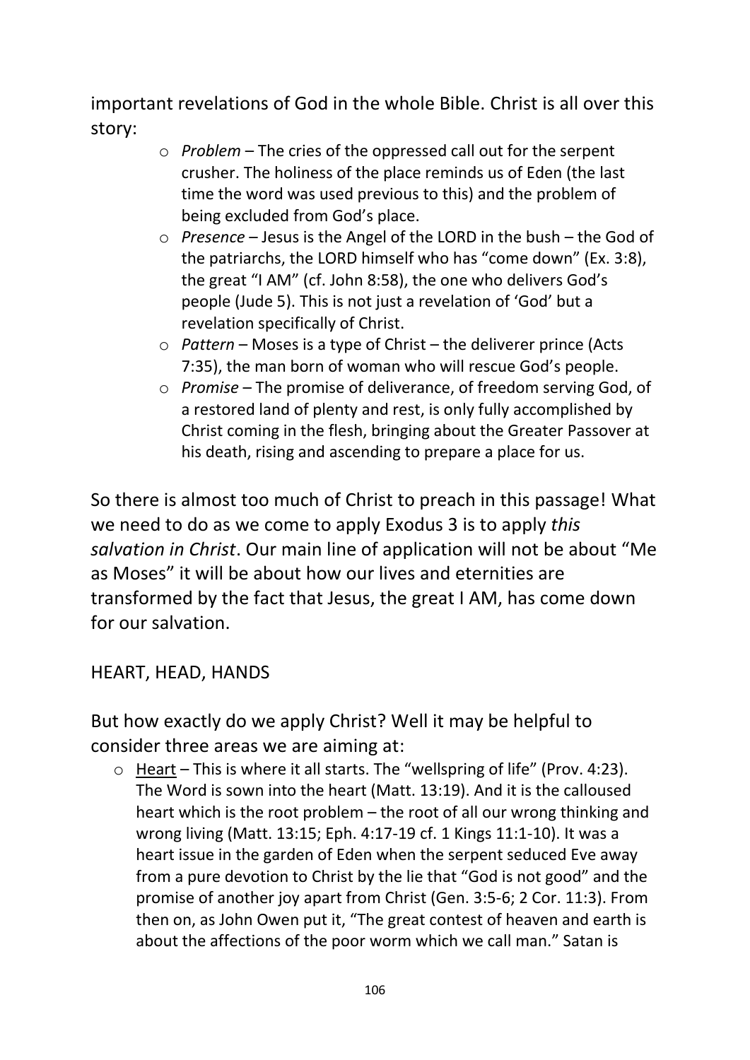important revelations of God in the whole Bible. Christ is all over this story:

- *Problem* – The cries of the oppressed call out for the serpent crusher. The holiness of the place reminds us of Eden (the last time the word was used previous to this) and the problem of being excluded from God's place.
- *Presence* – Jesus is the Angel of the LORD in the bush – the God of the patriarchs, the LORD himself who has "come down" (Ex. 3:8), the great "I AM" (cf. John 8:58), the one who delivers God's people (Jude 5). This is not just a revelation of 'God' but a revelation specifically of Christ.
- *Pattern* – Moses is a type of Christ – the deliverer prince (Acts 7:35), the man born of woman who will rescue God's people.
- *Promise* – The promise of deliverance, of freedom serving God, of a restored land of plenty and rest, is only fully accomplished by Christ coming in the flesh, bringing about the Greater Passover at his death, rising and ascending to prepare a place for us.

So there is almost too much of Christ to preach in this passage! What we need to do as we come to apply Exodus 3 is to apply *this salvation in Christ*. Our main line of application will not be about "Me as Moses" it will be about how our lives and eternities are transformed by the fact that Jesus, the great I AM, has come down for our salvation.

## HEART, HEAD, HANDS

But how exactly do we apply Christ? Well it may be helpful to consider three areas we are aiming at:

- <u>Heart</u> – This is where it all starts. The "wellspring of life" (Prov. 4:23). The Word is sown into the heart (Matt. 13:19). And it is the calloused heart which is the root problem – the root of all our wrong thinking and wrong living (Matt. 13:15; Eph. 4:17-19 cf. 1 Kings 11:1-10). It was a heart issue in the garden of Eden when the serpent seduced Eve away from a pure devotion to Christ by the lie that "God is not good" and the promise of another joy apart from Christ (Gen. 3:5-6; 2 Cor. 11:3). From then on, as John Owen put it, "The great contest of heaven and earth is about the affections of the poor worm which we call man." Satan is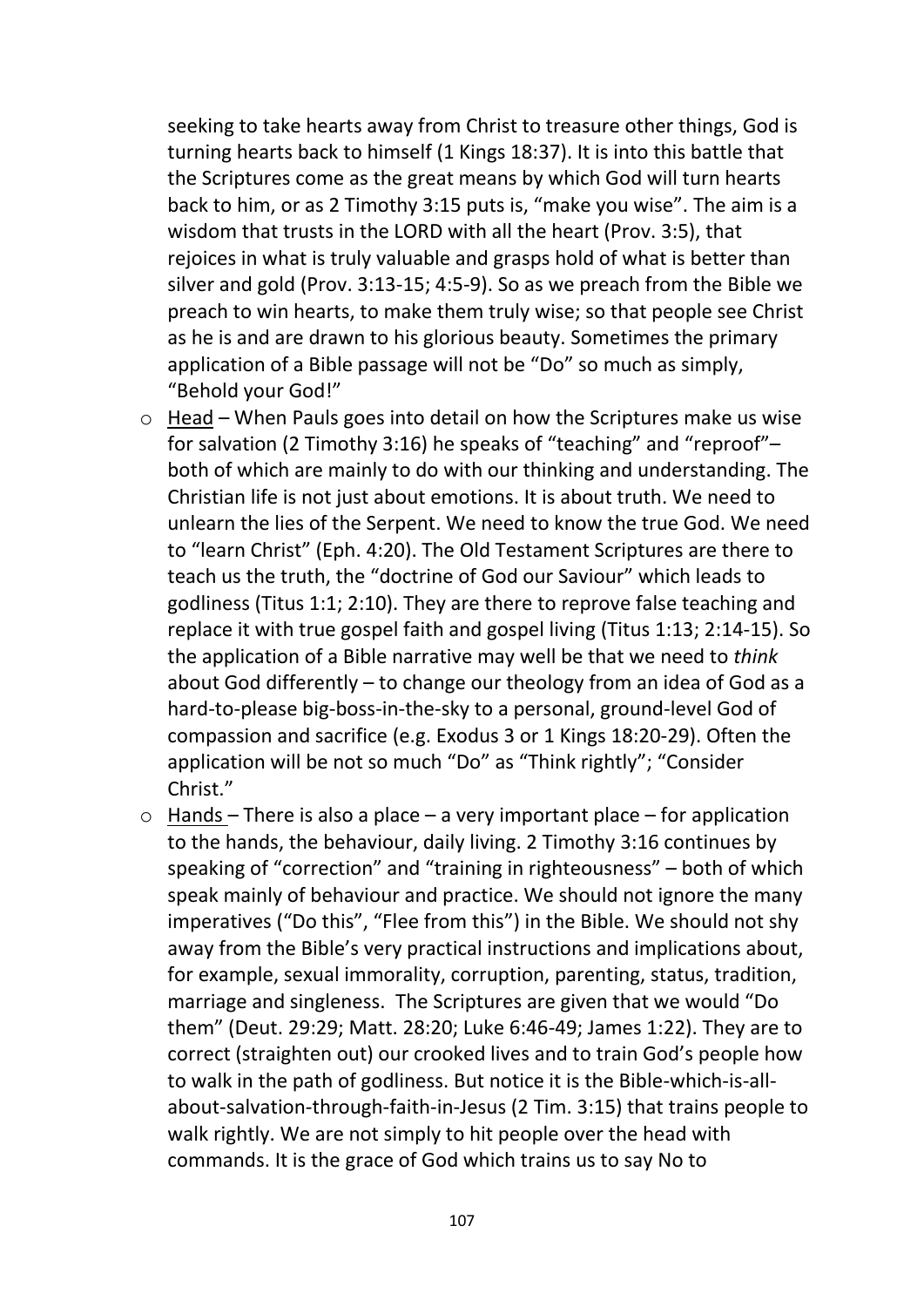seeking to take hearts away from Christ to treasure other things, God is turning hearts back to himself (1 Kings 18:37). It is into this battle that the Scriptures come as the great means by which God will turn hearts back to him, or as 2 Timothy 3:15 puts is, "make you wise". The aim is a wisdom that trusts in the LORD with all the heart (Prov. 3:5), that rejoices in what is truly valuable and grasps hold of what is better than silver and gold (Prov. 3:13-15; 4:5-9). So as we preach from the Bible we preach to win hearts, to make them truly wise; so that people see Christ as he is and are drawn to his glorious beauty. Sometimes the primary application of a Bible passage will not be "Do" so much as simply, "Behold your God!"

- Head – When Pauls goes into detail on how the Scriptures make us wise for salvation (2 Timothy 3:16) he speaks of "teaching" and "reproof"– both of which are mainly to do with our thinking and understanding. The Christian life is not just about emotions. It is about truth. We need to unlearn the lies of the Serpent. We need to know the true God. We need to "learn Christ" (Eph. 4:20). The Old Testament Scriptures are there to teach us the truth, the "doctrine of God our Saviour" which leads to godliness (Titus 1:1; 2:10). They are there to reprove false teaching and replace it with true gospel faith and gospel living (Titus 1:13; 2:14-15). So the application of a Bible narrative may well be that we need to *think* about God differently – to change our theology from an idea of God as a hard-to-please big-boss-in-the-sky to a personal, ground-level God of compassion and sacrifice (e.g. Exodus 3 or 1 Kings 18:20-29). Often the application will be not so much "Do" as "Think rightly"; "Consider Christ."
- Hands – There is also a place – a very important place – for application to the hands, the behaviour, daily living. 2 Timothy 3:16 continues by speaking of "correction" and "training in righteousness" – both of which speak mainly of behaviour and practice. We should not ignore the many imperatives ("Do this", "Flee from this") in the Bible. We should not shy away from the Bible's very practical instructions and implications about, for example, sexual immorality, corruption, parenting, status, tradition, marriage and singleness. The Scriptures are given that we would "Do them" (Deut. 29:29; Matt. 28:20; Luke 6:46-49; James 1:22). They are to correct (straighten out) our crooked lives and to train God's people how to walk in the path of godliness. But notice it is the Bible-which-is-all-about-salvation-through-faith-in-Jesus (2 Tim. 3:15) that trains people to walk rightly. We are not simply to hit people over the head with commands. It is the grace of God which trains us to say No to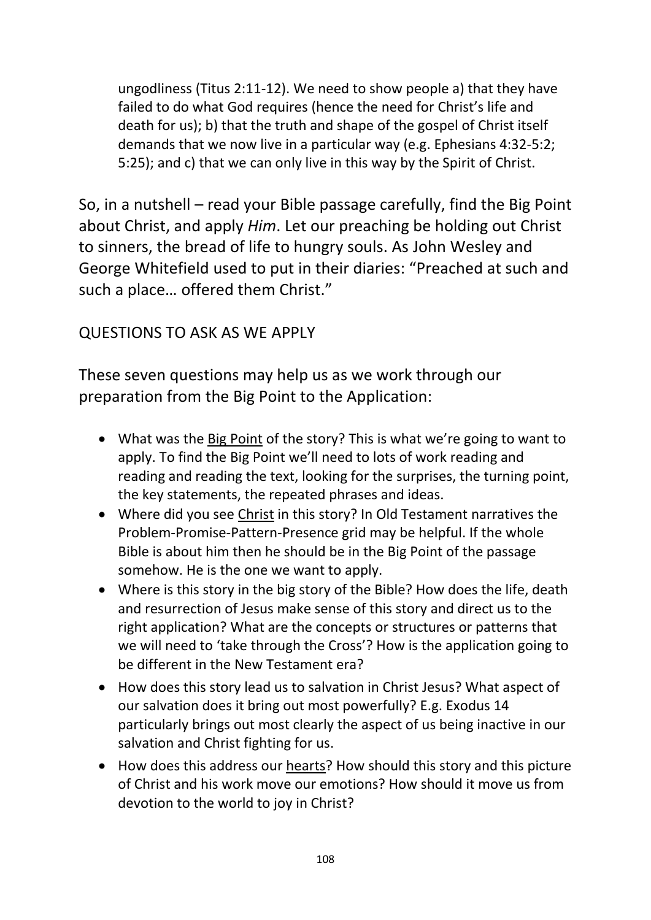ungodliness (Titus 2:11-12). We need to show people a) that they have failed to do what God requires (hence the need for Christ's life and death for us); b) that the truth and shape of the gospel of Christ itself demands that we now live in a particular way (e.g. Ephesians 4:32-5:2; 5:25); and c) that we can only live in this way by the Spirit of Christ.

So, in a nutshell – read your Bible passage carefully, find the Big Point about Christ, and apply *Him*. Let our preaching be holding out Christ to sinners, the bread of life to hungry souls. As John Wesley and George Whitefield used to put in their diaries: "Preached at such and such a place… offered them Christ."

QUESTIONS TO ASK AS WE APPLY

These seven questions may help us as we work through our preparation from the Big Point to the Application:

- What was the <u>Big Point</u> of the story? This is what we're going to want to apply. To find the Big Point we'll need to lots of work reading and reading and reading the text, looking for the surprises, the turning point, the key statements, the repeated phrases and ideas.
- Where did you see <u>Christ</u> in this story? In Old Testament narratives the Problem-Promise-Pattern-Presence grid may be helpful. If the whole Bible is about him then he should be in the Big Point of the passage somehow. He is the one we want to apply.
- Where is this story in the big story of the Bible? How does the life, death and resurrection of Jesus make sense of this story and direct us to the right application? What are the concepts or structures or patterns that we will need to 'take through the Cross'? How is the application going to be different in the New Testament era?
- How does this story lead us to salvation in Christ Jesus? What aspect of our salvation does it bring out most powerfully? E.g. Exodus 14 particularly brings out most clearly the aspect of us being inactive in our salvation and Christ fighting for us.
- How does this address our <u>hearts</u>? How should this story and this picture of Christ and his work move our emotions? How should it move us from devotion to the world to joy in Christ?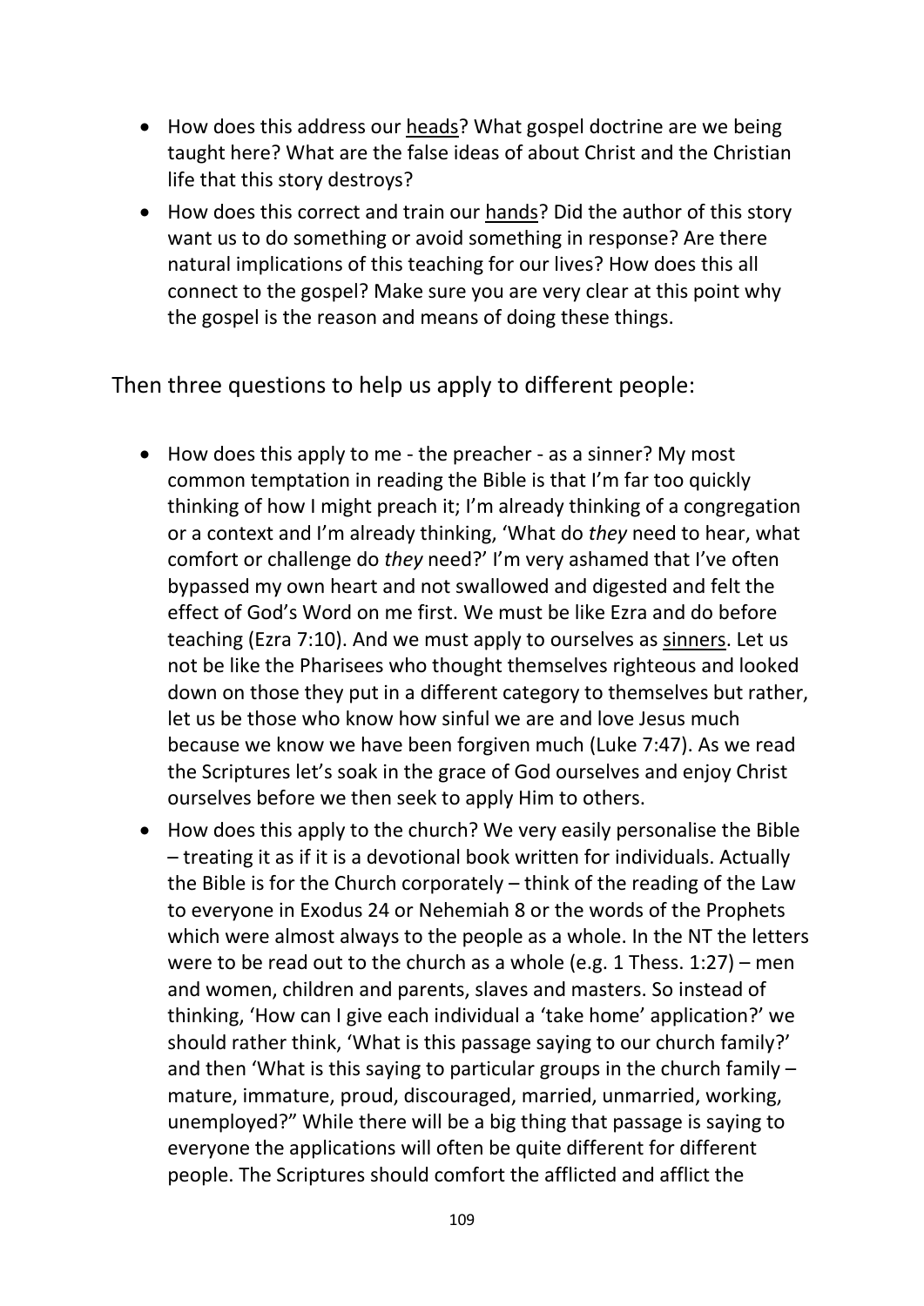- How does this address our <u>heads</u>? What gospel doctrine are we being taught here? What are the false ideas of about Christ and the Christian life that this story destroys?
- How does this correct and train our <u>hands</u>? Did the author of this story want us to do something or avoid something in response? Are there natural implications of this teaching for our lives? How does this all connect to the gospel? Make sure you are very clear at this point why the gospel is the reason and means of doing these things.

Then three questions to help us apply to different people:

- How does this apply to me - the preacher - as a sinner? My most common temptation in reading the Bible is that I'm far too quickly thinking of how I might preach it; I'm already thinking of a congregation or a context and I'm already thinking, 'What do *they* need to hear, what comfort or challenge do *they* need?' I'm very ashamed that I've often bypassed my own heart and not swallowed and digested and felt the effect of God's Word on me first. We must be like Ezra and do before teaching (Ezra 7:10). And we must apply to ourselves as <u>sinners</u>. Let us not be like the Pharisees who thought themselves righteous and looked down on those they put in a different category to themselves but rather, let us be those who know how sinful we are and love Jesus much because we know we have been forgiven much (Luke 7:47). As we read the Scriptures let's soak in the grace of God ourselves and enjoy Christ ourselves before we then seek to apply Him to others.
- How does this apply to the church? We very easily personalise the Bible – treating it as if it is a devotional book written for individuals. Actually the Bible is for the Church corporately – think of the reading of the Law to everyone in Exodus 24 or Nehemiah 8 or the words of the Prophets which were almost always to the people as a whole. In the NT the letters were to be read out to the church as a whole (e.g. 1 Thess. 1:27) – men and women, children and parents, slaves and masters. So instead of thinking, 'How can I give each individual a 'take home' application?' we should rather think, 'What is this passage saying to our church family?' and then 'What is this saying to particular groups in the church family – mature, immature, proud, discouraged, married, unmarried, working, unemployed?" While there will be a big thing that passage is saying to everyone the applications will often be quite different for different people. The Scriptures should comfort the afflicted and afflict the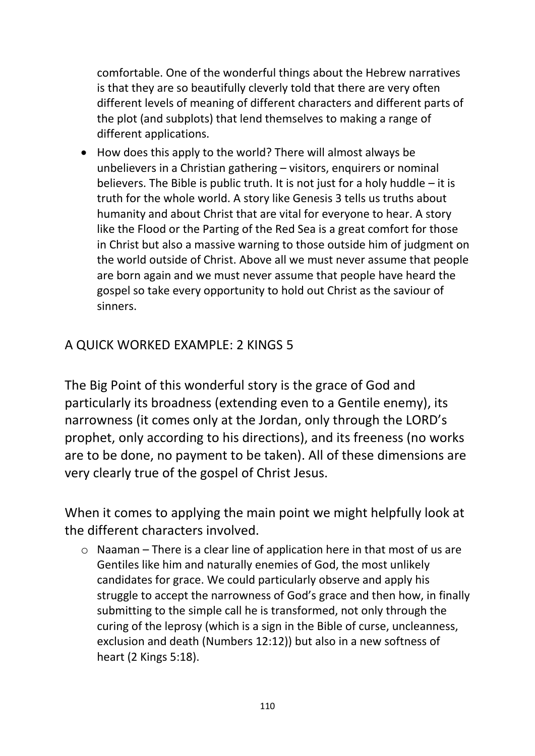comfortable. One of the wonderful things about the Hebrew narratives is that they are so beautifully cleverly told that there are very often different levels of meaning of different characters and different parts of the plot (and subplots) that lend themselves to making a range of different applications.

- How does this apply to the world? There will almost always be unbelievers in a Christian gathering – visitors, enquirers or nominal believers. The Bible is public truth. It is not just for a holy huddle – it is truth for the whole world. A story like Genesis 3 tells us truths about humanity and about Christ that are vital for everyone to hear. A story like the Flood or the Parting of the Red Sea is a great comfort for those in Christ but also a massive warning to those outside him of judgment on the world outside of Christ. Above all we must never assume that people are born again and we must never assume that people have heard the gospel so take every opportunity to hold out Christ as the saviour of sinners.

## A QUICK WORKED EXAMPLE: 2 KINGS 5

The Big Point of this wonderful story is the grace of God and particularly its broadness (extending even to a Gentile enemy), its narrowness (it comes only at the Jordan, only through the LORD's prophet, only according to his directions), and its freeness (no works are to be done, no payment to be taken). All of these dimensions are very clearly true of the gospel of Christ Jesus.

When it comes to applying the main point we might helpfully look at the different characters involved.

- Naaman – There is a clear line of application here in that most of us are Gentiles like him and naturally enemies of God, the most unlikely candidates for grace. We could particularly observe and apply his struggle to accept the narrowness of God's grace and then how, in finally submitting to the simple call he is transformed, not only through the curing of the leprosy (which is a sign in the Bible of curse, uncleanness, exclusion and death (Numbers 12:12)) but also in a new softness of heart (2 Kings 5:18).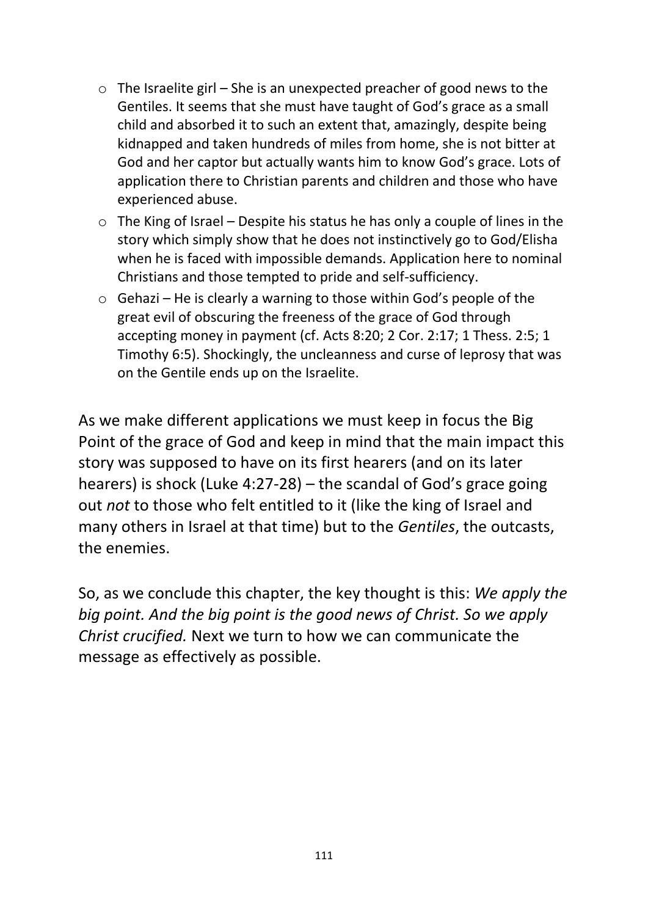- The Israelite girl – She is an unexpected preacher of good news to the Gentiles. It seems that she must have taught of God's grace as a small child and absorbed it to such an extent that, amazingly, despite being kidnapped and taken hundreds of miles from home, she is not bitter at God and her captor but actually wants him to know God's grace. Lots of application there to Christian parents and children and those who have experienced abuse.
- The King of Israel – Despite his status he has only a couple of lines in the story which simply show that he does not instinctively go to God/Elisha when he is faced with impossible demands. Application here to nominal Christians and those tempted to pride and self-sufficiency.
- Gehazi – He is clearly a warning to those within God's people of the great evil of obscuring the freeness of the grace of God through accepting money in payment (cf. Acts 8:20; 2 Cor. 2:17; 1 Thess. 2:5; 1 Timothy 6:5). Shockingly, the uncleanness and curse of leprosy that was on the Gentile ends up on the Israelite.

As we make different applications we must keep in focus the Big Point of the grace of God and keep in mind that the main impact this story was supposed to have on its first hearers (and on its later hearers) is shock (Luke 4:27-28) – the scandal of God's grace going out *not* to those who felt entitled to it (like the king of Israel and many others in Israel at that time) but to the *Gentiles*, the outcasts, the enemies.

So, as we conclude this chapter, the key thought is this: *We apply the big point. And the big point is the good news of Christ. So we apply Christ crucified.* Next we turn to how we can communicate the message as effectively as possible.